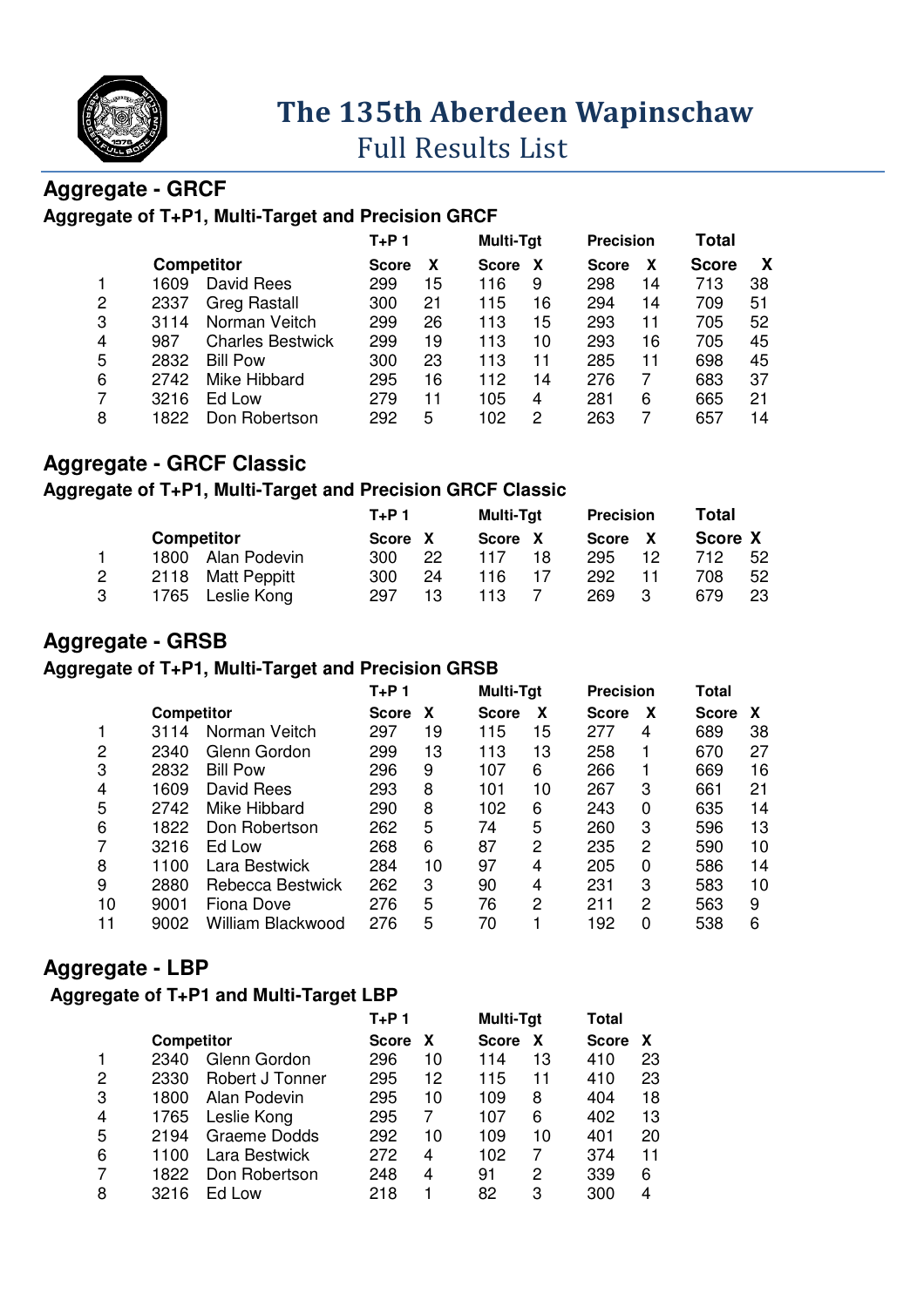# The 135th Aberdeen Wapinschaw

## Full Results List

## Aggregate - GRCF

### Aggregate of T+P1, Multi-Target and Precision GRCF

| | Competitor | | T+P 1 Score | X | Multi-Tgt Score | X | Precision Score | X | Total Score | X |
|---|---|---|---|---|---|---|---|---|---|---|
| 1 | 1609 | David Rees | 299 | 15 | 116 | 9 | 298 | 14 | 713 | 38 |
| 2 | 2337 | Greg Rastall | 300 | 21 | 115 | 16 | 294 | 14 | 709 | 51 |
| 3 | 3114 | Norman Veitch | 299 | 26 | 113 | 15 | 293 | 11 | 705 | 52 |
| 4 | 987 | Charles Bestwick | 299 | 19 | 113 | 10 | 293 | 16 | 705 | 45 |
| 5 | 2832 | Bill Pow | 300 | 23 | 113 | 11 | 285 | 11 | 698 | 45 |
| 6 | 2742 | Mike Hibbard | 295 | 16 | 112 | 14 | 276 | 7 | 683 | 37 |
| 7 | 3216 | Ed Low | 279 | 11 | 105 | 4 | 281 | 6 | 665 | 21 |
| 8 | 1822 | Don Robertson | 292 | 5 | 102 | 2 | 263 | 7 | 657 | 14 |

## Aggregate - GRCF Classic

### Aggregate of T+P1, Multi-Target and Precision GRCF Classic

| | Competitor | | T+P 1 Score | X | Multi-Tgt Score | X | Precision Score | X | Total Score | X |
|---|---|---|---|---|---|---|---|---|---|---|
| 1 | 1800 | Alan Podevin | 300 | 22 | 117 | 18 | 295 | 12 | 712 | 52 |
| 2 | 2118 | Matt Peppitt | 300 | 24 | 116 | 17 | 292 | 11 | 708 | 52 |
| 3 | 1765 | Leslie Kong | 297 | 13 | 113 | 7 | 269 | 3 | 679 | 23 |

## Aggregate - GRSB

### Aggregate of T+P1, Multi-Target and Precision GRSB

| | Competitor | | T+P 1 Score | X | Multi-Tgt Score | X | Precision Score | X | Total Score | X |
|---|---|---|---|---|---|---|---|---|---|---|
| 1 | 3114 | Norman Veitch | 297 | 19 | 115 | 15 | 277 | 4 | 689 | 38 |
| 2 | 2340 | Glenn Gordon | 299 | 13 | 113 | 13 | 258 | 1 | 670 | 27 |
| 3 | 2832 | Bill Pow | 296 | 9 | 107 | 6 | 266 | 1 | 669 | 16 |
| 4 | 1609 | David Rees | 293 | 8 | 101 | 10 | 267 | 3 | 661 | 21 |
| 5 | 2742 | Mike Hibbard | 290 | 8 | 102 | 6 | 243 | 0 | 635 | 14 |
| 6 | 1822 | Don Robertson | 262 | 5 | 74 | 5 | 260 | 3 | 596 | 13 |
| 7 | 3216 | Ed Low | 268 | 6 | 87 | 2 | 235 | 2 | 590 | 10 |
| 8 | 1100 | Lara Bestwick | 284 | 10 | 97 | 4 | 205 | 0 | 586 | 14 |
| 9 | 2880 | Rebecca Bestwick | 262 | 3 | 90 | 4 | 231 | 3 | 583 | 10 |
| 10 | 9001 | Fiona Dove | 276 | 5 | 76 | 2 | 211 | 2 | 563 | 9 |
| 11 | 9002 | William Blackwood | 276 | 5 | 70 | 1 | 192 | 0 | 538 | 6 |

## Aggregate - LBP

### Aggregate of T+P1 and Multi-Target LBP

| | Competitor | | T+P 1 Score | X | Multi-Tgt Score | X | Total Score | X |
|---|---|---|---|---|---|---|---|---|
| 1 | 2340 | Glenn Gordon | 296 | 10 | 114 | 13 | 410 | 23 |
| 2 | 2330 | Robert J Tonner | 295 | 12 | 115 | 11 | 410 | 23 |
| 3 | 1800 | Alan Podevin | 295 | 10 | 109 | 8 | 404 | 18 |
| 4 | 1765 | Leslie Kong | 295 | 7 | 107 | 6 | 402 | 13 |
| 5 | 2194 | Graeme Dodds | 292 | 10 | 109 | 10 | 401 | 20 |
| 6 | 1100 | Lara Bestwick | 272 | 4 | 102 | 7 | 374 | 11 |
| 7 | 1822 | Don Robertson | 248 | 4 | 91 | 2 | 339 | 6 |
| 8 | 3216 | Ed Low | 218 | 1 | 82 | 3 | 300 | 4 |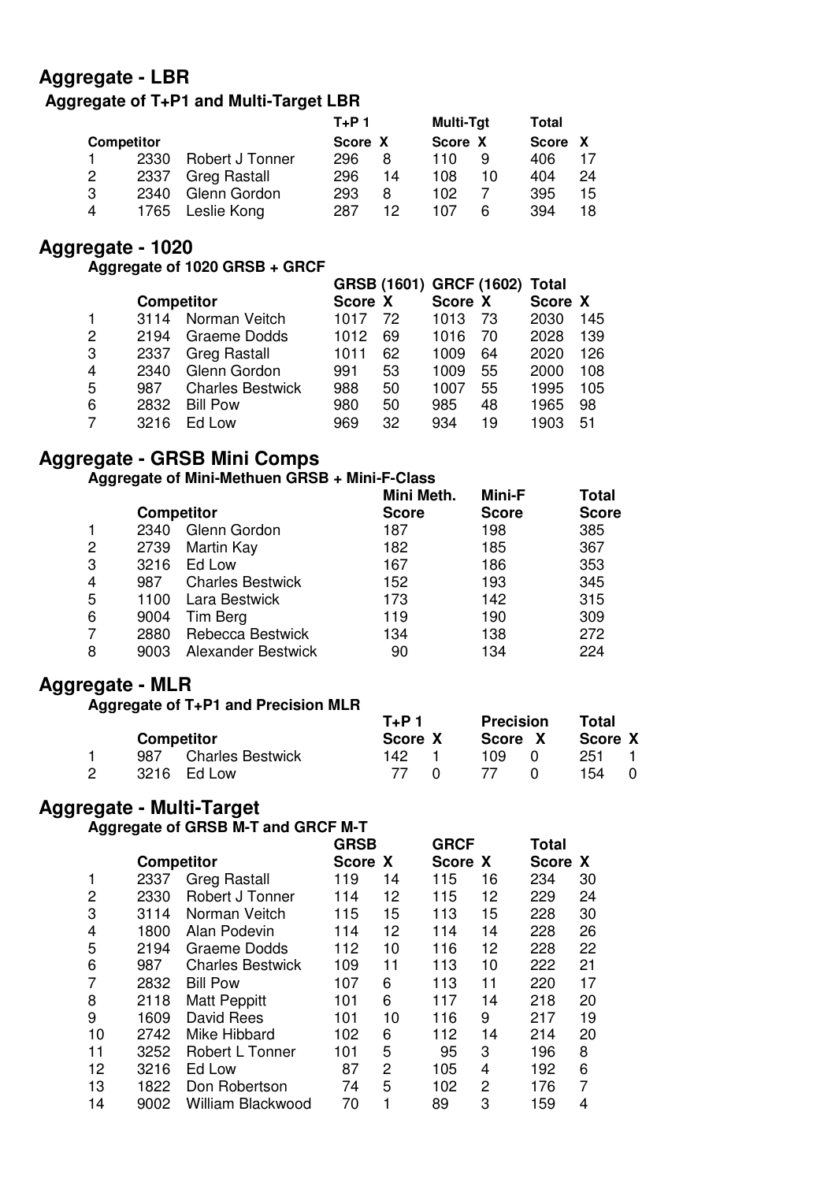## Aggregate - LBR

### Aggregate of T+P1 and Multi-Target LBR

| Competitor | | | T+P 1 | | Multi-Tgt | | Total | |
|---|---|---|---|---|---|---|---|---|
| | | | Score | X | Score | X | Score | X |
| 1 | 2330 | Robert J Tonner | 296 | 8 | 110 | 9 | 406 | 17 |
| 2 | 2337 | Greg Rastall | 296 | 14 | 108 | 10 | 404 | 24 |
| 3 | 2340 | Glenn Gordon | 293 | 8 | 102 | 7 | 395 | 15 |
| 4 | 1765 | Leslie Kong | 287 | 12 | 107 | 6 | 394 | 18 |

## Aggregate - 1020

### Aggregate of 1020 GRSB + GRCF

| | Competitor | | GRSB (1601) | | GRCF (1602) | | Total | |
|---|---|---|---|---|---|---|---|---|
| | | | Score | X | Score | X | Score | X |
| 1 | 3114 | Norman Veitch | 1017 | 72 | 1013 | 73 | 2030 | 145 |
| 2 | 2194 | Graeme Dodds | 1012 | 69 | 1016 | 70 | 2028 | 139 |
| 3 | 2337 | Greg Rastall | 1011 | 62 | 1009 | 64 | 2020 | 126 |
| 4 | 2340 | Glenn Gordon | 991 | 53 | 1009 | 55 | 2000 | 108 |
| 5 | 987 | Charles Bestwick | 988 | 50 | 1007 | 55 | 1995 | 105 |
| 6 | 2832 | Bill Pow | 980 | 50 | 985 | 48 | 1965 | 98 |
| 7 | 3216 | Ed Low | 969 | 32 | 934 | 19 | 1903 | 51 |

## Aggregate - GRSB Mini Comps

### Aggregate of Mini-Methuen GRSB + Mini-F-Class

| | Competitor | | Mini Meth. Score | Mini-F Score | Total Score |
|---|---|---|---|---|---|
| 1 | 2340 | Glenn Gordon | 187 | 198 | 385 |
| 2 | 2739 | Martin Kay | 182 | 185 | 367 |
| 3 | 3216 | Ed Low | 167 | 186 | 353 |
| 4 | 987 | Charles Bestwick | 152 | 193 | 345 |
| 5 | 1100 | Lara Bestwick | 173 | 142 | 315 |
| 6 | 9004 | Tim Berg | 119 | 190 | 309 |
| 7 | 2880 | Rebecca Bestwick | 134 | 138 | 272 |
| 8 | 9003 | Alexander Bestwick | 90 | 134 | 224 |

## Aggregate - MLR

### Aggregate of T+P1 and Precision MLR

| | Competitor | | T+P 1 | | Precision | | Total | |
|---|---|---|---|---|---|---|---|---|
| | | | Score | X | Score | X | Score | X |
| 1 | 987 | Charles Bestwick | 142 | 1 | 109 | 0 | 251 | 1 |
| 2 | 3216 | Ed Low | 77 | 0 | 77 | 0 | 154 | 0 |

## Aggregate - Multi-Target

### Aggregate of GRSB M-T and GRCF M-T

| | Competitor | | GRSB | | GRCF | | Total | |
|---|---|---|---|---|---|---|---|---|
| | | | Score | X | Score | X | Score | X |
| 1 | 2337 | Greg Rastall | 119 | 14 | 115 | 16 | 234 | 30 |
| 2 | 2330 | Robert J Tonner | 114 | 12 | 115 | 12 | 229 | 24 |
| 3 | 3114 | Norman Veitch | 115 | 15 | 113 | 15 | 228 | 30 |
| 4 | 1800 | Alan Podevin | 114 | 12 | 114 | 14 | 228 | 26 |
| 5 | 2194 | Graeme Dodds | 112 | 10 | 116 | 12 | 228 | 22 |
| 6 | 987 | Charles Bestwick | 109 | 11 | 113 | 10 | 222 | 21 |
| 7 | 2832 | Bill Pow | 107 | 6 | 113 | 11 | 220 | 17 |
| 8 | 2118 | Matt Peppitt | 101 | 6 | 117 | 14 | 218 | 20 |
| 9 | 1609 | David Rees | 101 | 10 | 116 | 9 | 217 | 19 |
| 10 | 2742 | Mike Hibbard | 102 | 6 | 112 | 14 | 214 | 20 |
| 11 | 3252 | Robert L Tonner | 101 | 5 | 95 | 3 | 196 | 8 |
| 12 | 3216 | Ed Low | 87 | 2 | 105 | 4 | 192 | 6 |
| 13 | 1822 | Don Robertson | 74 | 5 | 102 | 2 | 176 | 7 |
| 14 | 9002 | William Blackwood | 70 | 1 | 89 | 3 | 159 | 4 |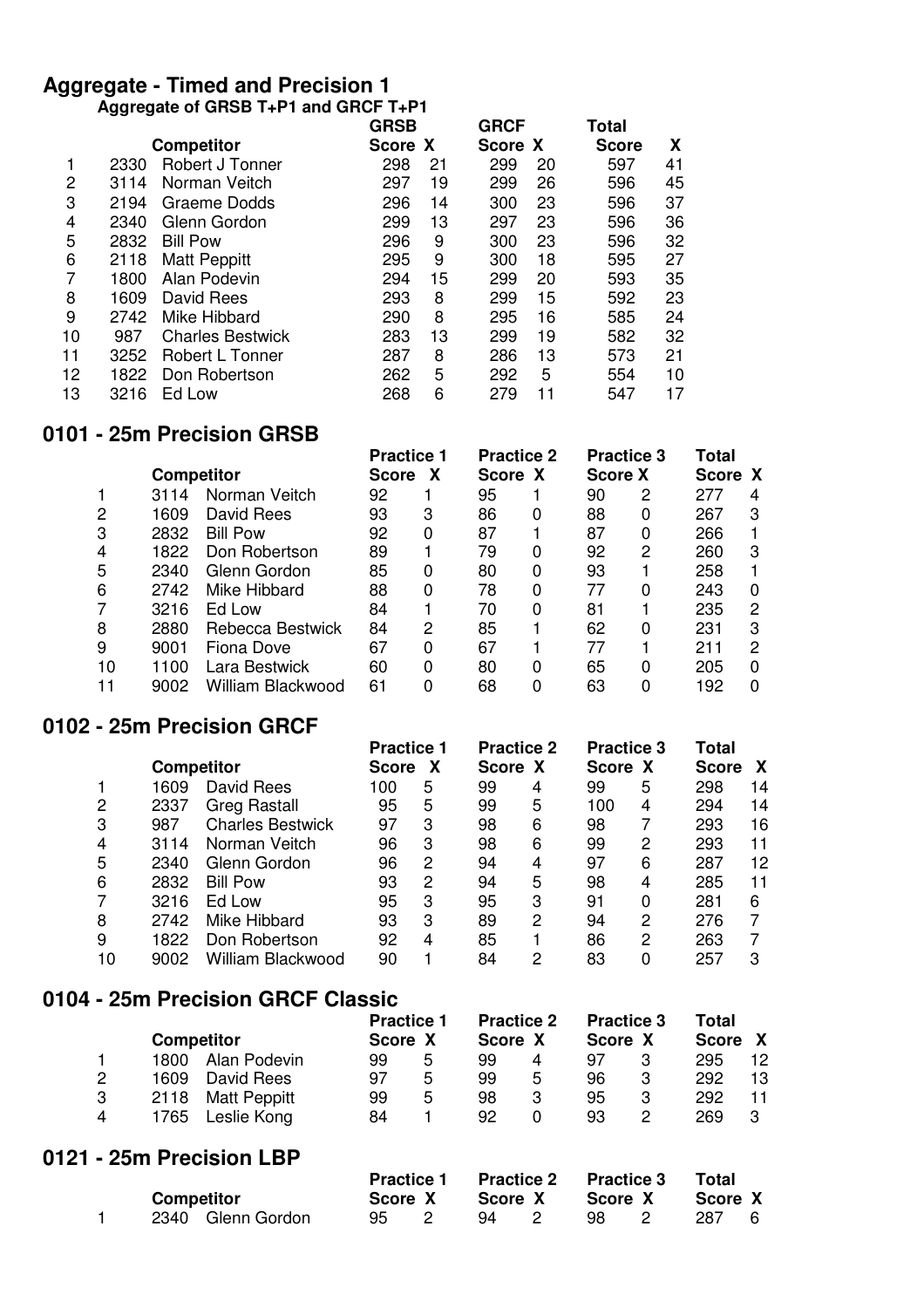## Aggregate - Timed and Precision 1

### Aggregate of GRSB T+P1 and GRCF T+P1

| | | Competitor | GRSB Score | X | GRCF Score | X | Total Score | X |
|---|---|---|---|---|---|---|---|---|
| 1 | 2330 | Robert J Tonner | 298 | 21 | 299 | 20 | 597 | 41 |
| 2 | 3114 | Norman Veitch | 297 | 19 | 299 | 26 | 596 | 45 |
| 3 | 2194 | Graeme Dodds | 296 | 14 | 300 | 23 | 596 | 37 |
| 4 | 2340 | Glenn Gordon | 299 | 13 | 297 | 23 | 596 | 36 |
| 5 | 2832 | Bill Pow | 296 | 9 | 300 | 23 | 596 | 32 |
| 6 | 2118 | Matt Peppitt | 295 | 9 | 300 | 18 | 595 | 27 |
| 7 | 1800 | Alan Podevin | 294 | 15 | 299 | 20 | 593 | 35 |
| 8 | 1609 | David Rees | 293 | 8 | 299 | 15 | 592 | 23 |
| 9 | 2742 | Mike Hibbard | 290 | 8 | 295 | 16 | 585 | 24 |
| 10 | 987 | Charles Bestwick | 283 | 13 | 299 | 19 | 582 | 32 |
| 11 | 3252 | Robert L Tonner | 287 | 8 | 286 | 13 | 573 | 21 |
| 12 | 1822 | Don Robertson | 262 | 5 | 292 | 5 | 554 | 10 |
| 13 | 3216 | Ed Low | 268 | 6 | 279 | 11 | 547 | 17 |

## 0101 - 25m Precision GRSB

| | | Competitor | Practice 1 Score | X | Practice 2 Score | X | Practice 3 Score | X | Total Score | X |
|---|---|---|---|---|---|---|---|---|---|---|
| 1 | 3114 | Norman Veitch | 92 | 1 | 95 | 1 | 90 | 2 | 277 | 4 |
| 2 | 1609 | David Rees | 93 | 3 | 86 | 0 | 88 | 0 | 267 | 3 |
| 3 | 2832 | Bill Pow | 92 | 0 | 87 | 1 | 87 | 0 | 266 | 1 |
| 4 | 1822 | Don Robertson | 89 | 1 | 79 | 0 | 92 | 2 | 260 | 3 |
| 5 | 2340 | Glenn Gordon | 85 | 0 | 80 | 0 | 93 | 1 | 258 | 1 |
| 6 | 2742 | Mike Hibbard | 88 | 0 | 78 | 0 | 77 | 0 | 243 | 0 |
| 7 | 3216 | Ed Low | 84 | 1 | 70 | 0 | 81 | 1 | 235 | 2 |
| 8 | 2880 | Rebecca Bestwick | 84 | 2 | 85 | 1 | 62 | 0 | 231 | 3 |
| 9 | 9001 | Fiona Dove | 67 | 0 | 67 | 1 | 77 | 1 | 211 | 2 |
| 10 | 1100 | Lara Bestwick | 60 | 0 | 80 | 0 | 65 | 0 | 205 | 0 |
| 11 | 9002 | William Blackwood | 61 | 0 | 68 | 0 | 63 | 0 | 192 | 0 |

## 0102 - 25m Precision GRCF

| | | Competitor | Practice 1 Score | X | Practice 2 Score | X | Practice 3 Score | X | Total Score | X |
|---|---|---|---|---|---|---|---|---|---|---|
| 1 | 1609 | David Rees | 100 | 5 | 99 | 4 | 99 | 5 | 298 | 14 |
| 2 | 2337 | Greg Rastall | 95 | 5 | 99 | 5 | 100 | 4 | 294 | 14 |
| 3 | 987 | Charles Bestwick | 97 | 3 | 98 | 6 | 98 | 7 | 293 | 16 |
| 4 | 3114 | Norman Veitch | 96 | 3 | 98 | 6 | 99 | 2 | 293 | 11 |
| 5 | 2340 | Glenn Gordon | 96 | 2 | 94 | 4 | 97 | 6 | 287 | 12 |
| 6 | 2832 | Bill Pow | 93 | 2 | 94 | 5 | 98 | 4 | 285 | 11 |
| 7 | 3216 | Ed Low | 95 | 3 | 95 | 3 | 91 | 0 | 281 | 6 |
| 8 | 2742 | Mike Hibbard | 93 | 3 | 89 | 2 | 94 | 2 | 276 | 7 |
| 9 | 1822 | Don Robertson | 92 | 4 | 85 | 1 | 86 | 2 | 263 | 7 |
| 10 | 9002 | William Blackwood | 90 | 1 | 84 | 2 | 83 | 0 | 257 | 3 |

## 0104 - 25m Precision GRCF Classic

| | | Competitor | Practice 1 Score | X | Practice 2 Score | X | Practice 3 Score | X | Total Score | X |
|---|---|---|---|---|---|---|---|---|---|---|
| 1 | 1800 | Alan Podevin | 99 | 5 | 99 | 4 | 97 | 3 | 295 | 12 |
| 2 | 1609 | David Rees | 97 | 5 | 99 | 5 | 96 | 3 | 292 | 13 |
| 3 | 2118 | Matt Peppitt | 99 | 5 | 98 | 3 | 95 | 3 | 292 | 11 |
| 4 | 1765 | Leslie Kong | 84 | 1 | 92 | 0 | 93 | 2 | 269 | 3 |

## 0121 - 25m Precision LBP

| | | Competitor | Practice 1 Score | X | Practice 2 Score | X | Practice 3 Score | X | Total Score | X |
|---|---|---|---|---|---|---|---|---|---|---|
| 1 | 2340 | Glenn Gordon | 95 | 2 | 94 | 2 | 98 | 2 | 287 | 6 |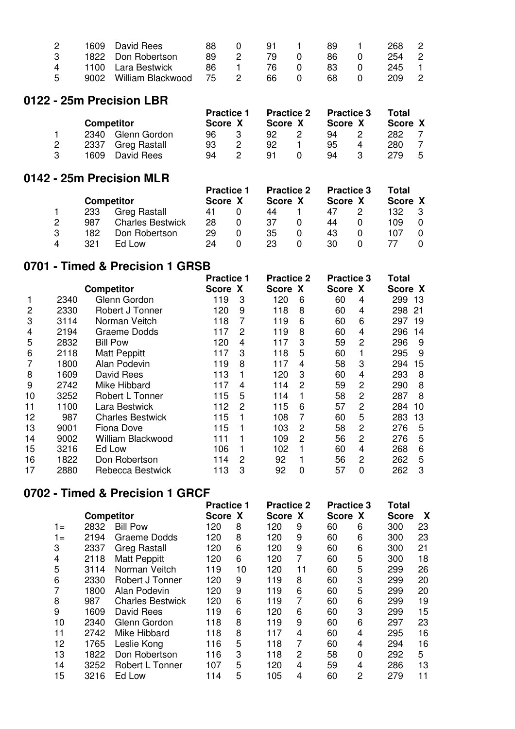| | | | Practice 1 | | Practice 2 | | Practice 3 | | Total | |
|---|---|---|---|---|---|---|---|---|---|---|
| 2 | 1609 | David Rees | 88 | 0 | 91 | 1 | 89 | 1 | 268 | 2 |
| 3 | 1822 | Don Robertson | 89 | 2 | 79 | 0 | 86 | 0 | 254 | 2 |
| 4 | 1100 | Lara Bestwick | 86 | 1 | 76 | 0 | 83 | 0 | 245 | 1 |
| 5 | 9002 | William Blackwood | 75 | 2 | 66 | 0 | 68 | 0 | 209 | 2 |

## 0122 - 25m Precision LBR

| | Competitor | | Practice 1 Score | X | Practice 2 Score | X | Practice 3 Score | X | Total Score | X |
|---|---|---|---|---|---|---|---|---|---|---|
| 1 | 2340 | Glenn Gordon | 96 | 3 | 92 | 2 | 94 | 2 | 282 | 7 |
| 2 | 2337 | Greg Rastall | 93 | 2 | 92 | 1 | 95 | 4 | 280 | 7 |
| 3 | 1609 | David Rees | 94 | 2 | 91 | 0 | 94 | 3 | 279 | 5 |

## 0142 - 25m Precision MLR

| | Competitor | | Practice 1 Score | X | Practice 2 Score | X | Practice 3 Score | X | Total Score | X |
|---|---|---|---|---|---|---|---|---|---|---|
| 1 | 233 | Greg Rastall | 41 | 0 | 44 | 1 | 47 | 2 | 132 | 3 |
| 2 | 987 | Charles Bestwick | 28 | 0 | 37 | 0 | 44 | 0 | 109 | 0 |
| 3 | 182 | Don Robertson | 29 | 0 | 35 | 0 | 43 | 0 | 107 | 0 |
| 4 | 321 | Ed Low | 24 | 0 | 23 | 0 | 30 | 0 | 77 | 0 |

## 0701 - Timed & Precision 1 GRSB

| | Competitor | | Practice 1 Score | X | Practice 2 Score | X | Practice 3 Score | X | Total Score | X |
|---|---|---|---|---|---|---|---|---|---|---|
| 1 | 2340 | Glenn Gordon | 119 | 3 | 120 | 6 | 60 | 4 | 299 | 13 |
| 2 | 2330 | Robert J Tonner | 120 | 9 | 118 | 8 | 60 | 4 | 298 | 21 |
| 3 | 3114 | Norman Veitch | 118 | 7 | 119 | 6 | 60 | 6 | 297 | 19 |
| 4 | 2194 | Graeme Dodds | 117 | 2 | 119 | 8 | 60 | 4 | 296 | 14 |
| 5 | 2832 | Bill Pow | 120 | 4 | 117 | 3 | 59 | 2 | 296 | 9 |
| 6 | 2118 | Matt Peppitt | 117 | 3 | 118 | 5 | 60 | 1 | 295 | 9 |
| 7 | 1800 | Alan Podevin | 119 | 8 | 117 | 4 | 58 | 3 | 294 | 15 |
| 8 | 1609 | David Rees | 113 | 1 | 120 | 3 | 60 | 4 | 293 | 8 |
| 9 | 2742 | Mike Hibbard | 117 | 4 | 114 | 2 | 59 | 2 | 290 | 8 |
| 10 | 3252 | Robert L Tonner | 115 | 5 | 114 | 1 | 58 | 2 | 287 | 8 |
| 11 | 1100 | Lara Bestwick | 112 | 2 | 115 | 6 | 57 | 2 | 284 | 10 |
| 12 | 987 | Charles Bestwick | 115 | 1 | 108 | 7 | 60 | 5 | 283 | 13 |
| 13 | 9001 | Fiona Dove | 115 | 1 | 103 | 2 | 58 | 2 | 276 | 5 |
| 14 | 9002 | William Blackwood | 111 | 1 | 109 | 2 | 56 | 2 | 276 | 5 |
| 15 | 3216 | Ed Low | 106 | 1 | 102 | 1 | 60 | 4 | 268 | 6 |
| 16 | 1822 | Don Robertson | 114 | 2 | 92 | 1 | 56 | 2 | 262 | 5 |
| 17 | 2880 | Rebecca Bestwick | 113 | 3 | 92 | 0 | 57 | 0 | 262 | 3 |

## 0702 - Timed & Precision 1 GRCF

| | Competitor | | Practice 1 Score | X | Practice 2 Score | X | Practice 3 Score | X | Total Score | X |
|---|---|---|---|---|---|---|---|---|---|---|
| 1= | 2832 | Bill Pow | 120 | 8 | 120 | 9 | 60 | 6 | 300 | 23 |
| 1= | 2194 | Graeme Dodds | 120 | 8 | 120 | 9 | 60 | 6 | 300 | 23 |
| 3 | 2337 | Greg Rastall | 120 | 6 | 120 | 9 | 60 | 6 | 300 | 21 |
| 4 | 2118 | Matt Peppitt | 120 | 6 | 120 | 7 | 60 | 5 | 300 | 18 |
| 5 | 3114 | Norman Veitch | 119 | 10 | 120 | 11 | 60 | 5 | 299 | 26 |
| 6 | 2330 | Robert J Tonner | 120 | 9 | 119 | 8 | 60 | 3 | 299 | 20 |
| 7 | 1800 | Alan Podevin | 120 | 9 | 119 | 6 | 60 | 5 | 299 | 20 |
| 8 | 987 | Charles Bestwick | 120 | 6 | 119 | 7 | 60 | 6 | 299 | 19 |
| 9 | 1609 | David Rees | 119 | 6 | 120 | 6 | 60 | 3 | 299 | 15 |
| 10 | 2340 | Glenn Gordon | 118 | 8 | 119 | 9 | 60 | 6 | 297 | 23 |
| 11 | 2742 | Mike Hibbard | 118 | 8 | 117 | 4 | 60 | 4 | 295 | 16 |
| 12 | 1765 | Leslie Kong | 116 | 5 | 118 | 7 | 60 | 4 | 294 | 16 |
| 13 | 1822 | Don Robertson | 116 | 3 | 118 | 2 | 58 | 0 | 292 | 5 |
| 14 | 3252 | Robert L Tonner | 107 | 5 | 120 | 4 | 59 | 4 | 286 | 13 |
| 15 | 3216 | Ed Low | 114 | 5 | 105 | 4 | 60 | 2 | 279 | 11 |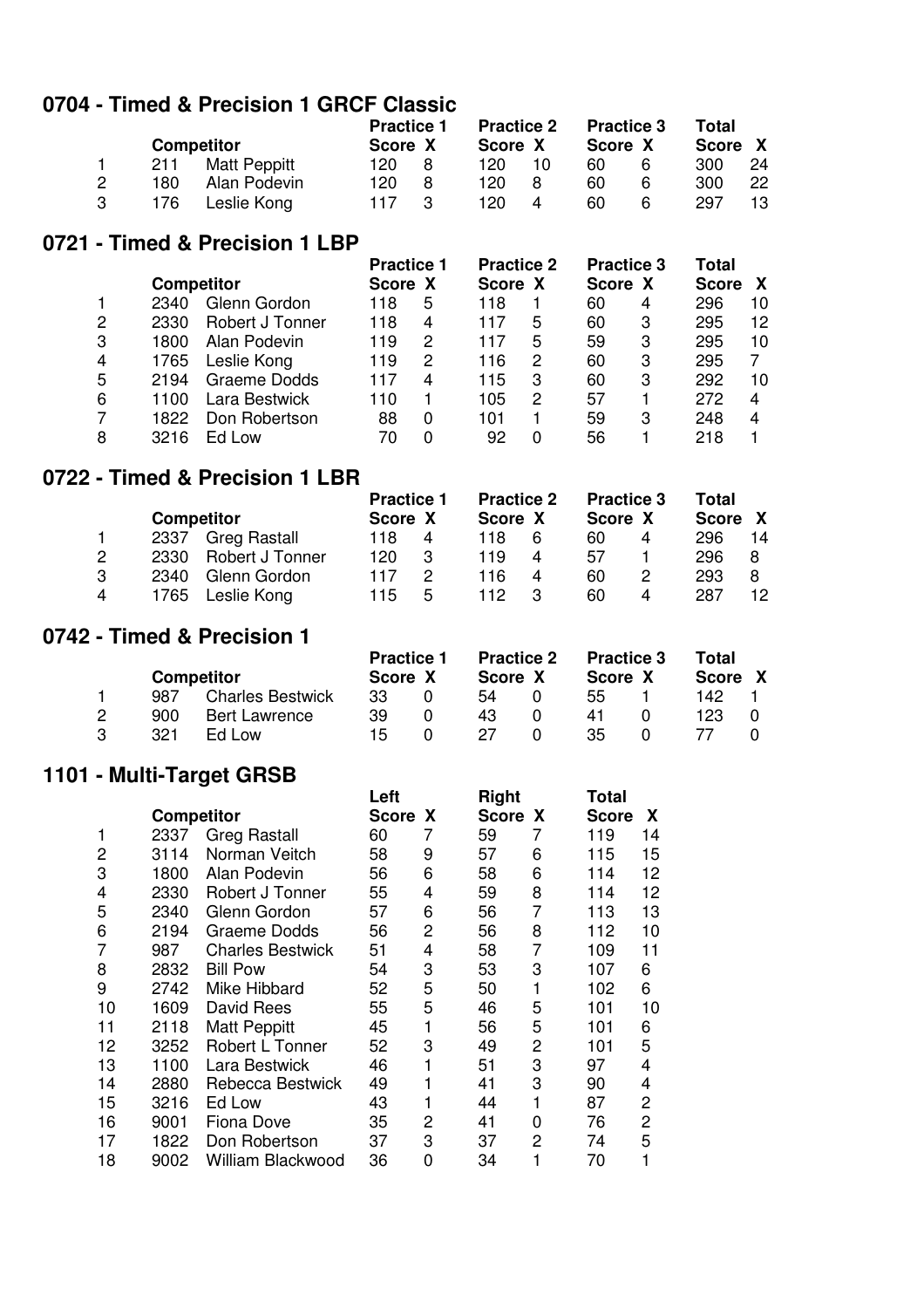## 0704 - Timed & Precision 1 GRCF Classic

| | Competitor | | Practice 1 | | Practice 2 | | Practice 3 | | Total | |
|---|---|---|---|---|---|---|---|---|---|---|
| | | | Score | X | Score | X | Score | X | Score | X |
| 1 | 211 | Matt Peppitt | 120 | 8 | 120 | 10 | 60 | 6 | 300 | 24 |
| 2 | 180 | Alan Podevin | 120 | 8 | 120 | 8 | 60 | 6 | 300 | 22 |
| 3 | 176 | Leslie Kong | 117 | 3 | 120 | 4 | 60 | 6 | 297 | 13 |

## 0721 - Timed & Precision 1 LBP

| | Competitor | | Practice 1 | | Practice 2 | | Practice 3 | | Total | |
|---|---|---|---|---|---|---|---|---|---|---|
| | | | Score | X | Score | X | Score | X | Score | X |
| 1 | 2340 | Glenn Gordon | 118 | 5 | 118 | 1 | 60 | 4 | 296 | 10 |
| 2 | 2330 | Robert J Tonner | 118 | 4 | 117 | 5 | 60 | 3 | 295 | 12 |
| 3 | 1800 | Alan Podevin | 119 | 2 | 117 | 5 | 59 | 3 | 295 | 10 |
| 4 | 1765 | Leslie Kong | 119 | 2 | 116 | 2 | 60 | 3 | 295 | 7 |
| 5 | 2194 | Graeme Dodds | 117 | 4 | 115 | 3 | 60 | 3 | 292 | 10 |
| 6 | 1100 | Lara Bestwick | 110 | 1 | 105 | 2 | 57 | 1 | 272 | 4 |
| 7 | 1822 | Don Robertson | 88 | 0 | 101 | 1 | 59 | 3 | 248 | 4 |
| 8 | 3216 | Ed Low | 70 | 0 | 92 | 0 | 56 | 1 | 218 | 1 |

## 0722 - Timed & Precision 1 LBR

| | Competitor | | Practice 1 | | Practice 2 | | Practice 3 | | Total | |
|---|---|---|---|---|---|---|---|---|---|---|
| | | | Score | X | Score | X | Score | X | Score | X |
| 1 | 2337 | Greg Rastall | 118 | 4 | 118 | 6 | 60 | 4 | 296 | 14 |
| 2 | 2330 | Robert J Tonner | 120 | 3 | 119 | 4 | 57 | 1 | 296 | 8 |
| 3 | 2340 | Glenn Gordon | 117 | 2 | 116 | 4 | 60 | 2 | 293 | 8 |
| 4 | 1765 | Leslie Kong | 115 | 5 | 112 | 3 | 60 | 4 | 287 | 12 |

## 0742 - Timed & Precision 1

| | Competitor | | Practice 1 | | Practice 2 | | Practice 3 | | Total | |
|---|---|---|---|---|---|---|---|---|---|---|
| | | | Score | X | Score | X | Score | X | Score | X |
| 1 | 987 | Charles Bestwick | 33 | 0 | 54 | 0 | 55 | 1 | 142 | 1 |
| 2 | 900 | Bert Lawrence | 39 | 0 | 43 | 0 | 41 | 0 | 123 | 0 |
| 3 | 321 | Ed Low | 15 | 0 | 27 | 0 | 35 | 0 | 77 | 0 |

## 1101 - Multi-Target GRSB

| | Competitor | | Left | | Right | | Total | |
|---|---|---|---|---|---|---|---|---|
| | | | Score | X | Score | X | Score | X |
| 1 | 2337 | Greg Rastall | 60 | 7 | 59 | 7 | 119 | 14 |
| 2 | 3114 | Norman Veitch | 58 | 9 | 57 | 6 | 115 | 15 |
| 3 | 1800 | Alan Podevin | 56 | 6 | 58 | 6 | 114 | 12 |
| 4 | 2330 | Robert J Tonner | 55 | 4 | 59 | 8 | 114 | 12 |
| 5 | 2340 | Glenn Gordon | 57 | 6 | 56 | 7 | 113 | 13 |
| 6 | 2194 | Graeme Dodds | 56 | 2 | 56 | 8 | 112 | 10 |
| 7 | 987 | Charles Bestwick | 51 | 4 | 58 | 7 | 109 | 11 |
| 8 | 2832 | Bill Pow | 54 | 3 | 53 | 3 | 107 | 6 |
| 9 | 2742 | Mike Hibbard | 52 | 5 | 50 | 1 | 102 | 6 |
| 10 | 1609 | David Rees | 55 | 5 | 46 | 5 | 101 | 10 |
| 11 | 2118 | Matt Peppitt | 45 | 1 | 56 | 5 | 101 | 6 |
| 12 | 3252 | Robert L Tonner | 52 | 3 | 49 | 2 | 101 | 5 |
| 13 | 1100 | Lara Bestwick | 46 | 1 | 51 | 3 | 97 | 4 |
| 14 | 2880 | Rebecca Bestwick | 49 | 1 | 41 | 3 | 90 | 4 |
| 15 | 3216 | Ed Low | 43 | 1 | 44 | 1 | 87 | 2 |
| 16 | 9001 | Fiona Dove | 35 | 2 | 41 | 0 | 76 | 2 |
| 17 | 1822 | Don Robertson | 37 | 3 | 37 | 2 | 74 | 5 |
| 18 | 9002 | William Blackwood | 36 | 0 | 34 | 1 | 70 | 1 |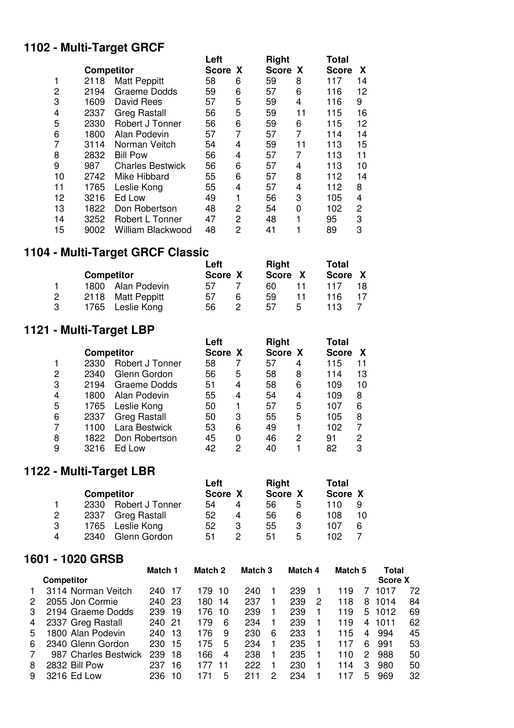## 1102 - Multi-Target GRCF

| | Competitor | | Left | | Right | | Total | |
|---|---|---|---|---|---|---|---|---|
| | | | Score | X | Score | X | Score | X |
| 1 | 2118 | Matt Peppitt | 58 | 6 | 59 | 8 | 117 | 14 |
| 2 | 2194 | Graeme Dodds | 59 | 6 | 57 | 6 | 116 | 12 |
| 3 | 1609 | David Rees | 57 | 5 | 59 | 4 | 116 | 9 |
| 4 | 2337 | Greg Rastall | 56 | 5 | 59 | 11 | 115 | 16 |
| 5 | 2330 | Robert J Tonner | 56 | 6 | 59 | 6 | 115 | 12 |
| 6 | 1800 | Alan Podevin | 57 | 7 | 57 | 7 | 114 | 14 |
| 7 | 3114 | Norman Veitch | 54 | 4 | 59 | 11 | 113 | 15 |
| 8 | 2832 | Bill Pow | 56 | 4 | 57 | 7 | 113 | 11 |
| 9 | 987 | Charles Bestwick | 56 | 6 | 57 | 4 | 113 | 10 |
| 10 | 2742 | Mike Hibbard | 55 | 6 | 57 | 8 | 112 | 14 |
| 11 | 1765 | Leslie Kong | 55 | 4 | 57 | 4 | 112 | 8 |
| 12 | 3216 | Ed Low | 49 | 1 | 56 | 3 | 105 | 4 |
| 13 | 1822 | Don Robertson | 48 | 2 | 54 | 0 | 102 | 2 |
| 14 | 3252 | Robert L Tonner | 47 | 2 | 48 | 1 | 95 | 3 |
| 15 | 9002 | William Blackwood | 48 | 2 | 41 | 1 | 89 | 3 |

## 1104 - Multi-Target GRCF Classic

| | Competitor | | Left | | Right | | Total | |
|---|---|---|---|---|---|---|---|---|
| | | | Score | X | Score | X | Score | X |
| 1 | 1800 | Alan Podevin | 57 | 7 | 60 | 11 | 117 | 18 |
| 2 | 2118 | Matt Peppitt | 57 | 6 | 59 | 11 | 116 | 17 |
| 3 | 1765 | Leslie Kong | 56 | 2 | 57 | 5 | 113 | 7 |

## 1121 - Multi-Target LBP

| | Competitor | | Left | | Right | | Total | |
|---|---|---|---|---|---|---|---|---|
| | | | Score | X | Score | X | Score | X |
| 1 | 2330 | Robert J Tonner | 58 | 7 | 57 | 4 | 115 | 11 |
| 2 | 2340 | Glenn Gordon | 56 | 5 | 58 | 8 | 114 | 13 |
| 3 | 2194 | Graeme Dodds | 51 | 4 | 58 | 6 | 109 | 10 |
| 4 | 1800 | Alan Podevin | 55 | 4 | 54 | 4 | 109 | 8 |
| 5 | 1765 | Leslie Kong | 50 | 1 | 57 | 5 | 107 | 6 |
| 6 | 2337 | Greg Rastall | 50 | 3 | 55 | 5 | 105 | 8 |
| 7 | 1100 | Lara Bestwick | 53 | 6 | 49 | 1 | 102 | 7 |
| 8 | 1822 | Don Robertson | 45 | 0 | 46 | 2 | 91 | 2 |
| 9 | 3216 | Ed Low | 42 | 2 | 40 | 1 | 82 | 3 |

## 1122 - Multi-Target LBR

| | Competitor | | Left | | Right | | Total | |
|---|---|---|---|---|---|---|---|---|
| | | | Score | X | Score | X | Score | X |
| 1 | 2330 | Robert J Tonner | 54 | 4 | 56 | 5 | 110 | 9 |
| 2 | 2337 | Greg Rastall | 52 | 4 | 56 | 6 | 108 | 10 |
| 3 | 1765 | Leslie Kong | 52 | 3 | 55 | 3 | 107 | 6 |
| 4 | 2340 | Glenn Gordon | 51 | 2 | 51 | 5 | 102 | 7 |

## 1601 - 1020 GRSB

| | Competitor | | Match 1 | | Match 2 | | Match 3 | | Match 4 | | Match 5 | | Total | |
|---|---|---|---|---|---|---|---|---|---|---|---|---|---|---|
| | | | | | | | | | | | | | Score | X |
| 1 | 3114 | Norman Veitch | 240 | 17 | 179 | 10 | 240 | 1 | 239 | 1 | 119 | 7 | 1017 | 72 |
| 2 | 2055 | Jon Cormie | 240 | 23 | 180 | 14 | 237 | 1 | 239 | 2 | 118 | 8 | 1014 | 84 |
| 3 | 2194 | Graeme Dodds | 239 | 19 | 176 | 10 | 239 | 1 | 239 | 1 | 119 | 5 | 1012 | 69 |
| 4 | 2337 | Greg Rastall | 240 | 21 | 179 | 6 | 234 | 1 | 239 | 1 | 119 | 4 | 1011 | 62 |
| 5 | 1800 | Alan Podevin | 240 | 13 | 176 | 9 | 230 | 6 | 233 | 1 | 115 | 4 | 994 | 45 |
| 6 | 2340 | Glenn Gordon | 230 | 15 | 175 | 5 | 234 | 1 | 235 | 1 | 117 | 6 | 991 | 53 |
| 7 | 987 | Charles Bestwick | 239 | 18 | 166 | 4 | 238 | 1 | 235 | 1 | 110 | 2 | 988 | 50 |
| 8 | 2832 | Bill Pow | 237 | 16 | 177 | 11 | 222 | 1 | 230 | 1 | 114 | 3 | 980 | 50 |
| 9 | 3216 | Ed Low | 236 | 10 | 171 | 5 | 211 | 2 | 234 | 1 | 117 | 5 | 969 | 32 |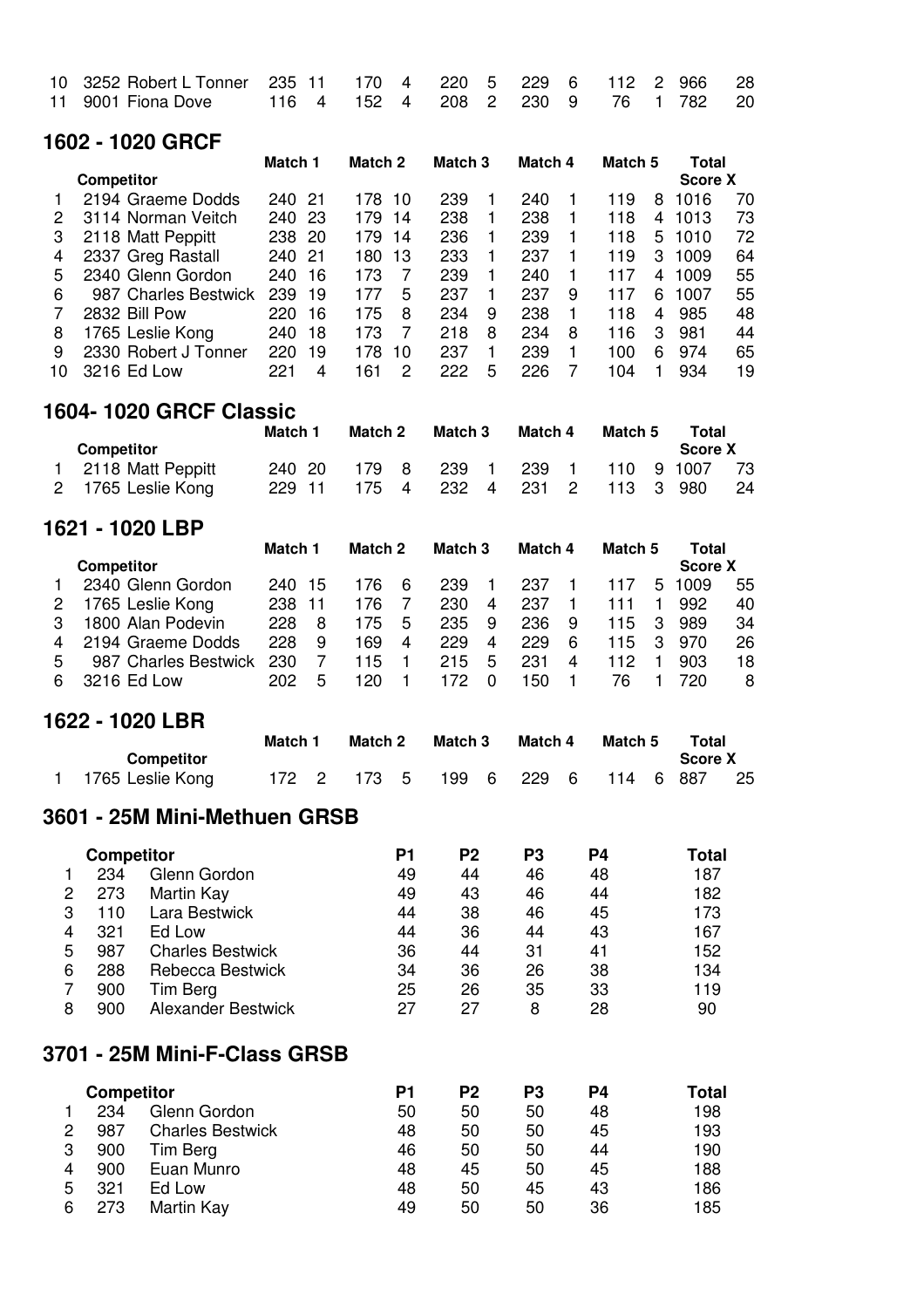| | | Match 1 | | Match 2 | | Match 3 | | Match 4 | | Match 5 | | Total | |
|---|---|---|---|---|---|---|---|---|---|---|---|---|---|
| 10 | 3252 Robert L Tonner | 235 | 11 | 170 | 4 | 220 | 5 | 229 | 6 | 112 | 2 | 966 | 28 |
| 11 | 9001 Fiona Dove | 116 | 4 | 152 | 4 | 208 | 2 | 230 | 9 | 76 | 1 | 782 | 20 |

## 1602 - 1020 GRCF

| | Competitor | Match 1 | | Match 2 | | Match 3 | | Match 4 | | Match 5 | | Total Score | X |
|---|---|---|---|---|---|---|---|---|---|---|---|---|---|
| 1 | 2194 Graeme Dodds | 240 | 21 | 178 | 10 | 239 | 1 | 240 | 1 | 119 | 8 | 1016 | 70 |
| 2 | 3114 Norman Veitch | 240 | 23 | 179 | 14 | 238 | 1 | 238 | 1 | 118 | 4 | 1013 | 73 |
| 3 | 2118 Matt Peppitt | 238 | 20 | 179 | 14 | 236 | 1 | 239 | 1 | 118 | 5 | 1010 | 72 |
| 4 | 2337 Greg Rastall | 240 | 21 | 180 | 13 | 233 | 1 | 237 | 1 | 119 | 3 | 1009 | 64 |
| 5 | 2340 Glenn Gordon | 240 | 16 | 173 | 7 | 239 | 1 | 240 | 1 | 117 | 4 | 1009 | 55 |
| 6 | 987 Charles Bestwick | 239 | 19 | 177 | 5 | 237 | 1 | 237 | 9 | 117 | 6 | 1007 | 55 |
| 7 | 2832 Bill Pow | 220 | 16 | 175 | 8 | 234 | 9 | 238 | 1 | 118 | 4 | 985 | 48 |
| 8 | 1765 Leslie Kong | 240 | 18 | 173 | 7 | 218 | 8 | 234 | 8 | 116 | 3 | 981 | 44 |
| 9 | 2330 Robert J Tonner | 220 | 19 | 178 | 10 | 237 | 1 | 239 | 1 | 100 | 6 | 974 | 65 |
| 10 | 3216 Ed Low | 221 | 4 | 161 | 2 | 222 | 5 | 226 | 7 | 104 | 1 | 934 | 19 |

## 1604- 1020 GRCF Classic

| | Competitor | Match 1 | | Match 2 | | Match 3 | | Match 4 | | Match 5 | | Total Score | X |
|---|---|---|---|---|---|---|---|---|---|---|---|---|---|
| 1 | 2118 Matt Peppitt | 240 | 20 | 179 | 8 | 239 | 1 | 239 | 1 | 110 | 9 | 1007 | 73 |
| 2 | 1765 Leslie Kong | 229 | 11 | 175 | 4 | 232 | 4 | 231 | 2 | 113 | 3 | 980 | 24 |

## 1621 - 1020 LBP

| | Competitor | Match 1 | | Match 2 | | Match 3 | | Match 4 | | Match 5 | | Total Score | X |
|---|---|---|---|---|---|---|---|---|---|---|---|---|---|
| 1 | 2340 Glenn Gordon | 240 | 15 | 176 | 6 | 239 | 1 | 237 | 1 | 117 | 5 | 1009 | 55 |
| 2 | 1765 Leslie Kong | 238 | 11 | 176 | 7 | 230 | 4 | 237 | 1 | 111 | 1 | 992 | 40 |
| 3 | 1800 Alan Podevin | 228 | 8 | 175 | 5 | 235 | 9 | 236 | 9 | 115 | 3 | 989 | 34 |
| 4 | 2194 Graeme Dodds | 228 | 9 | 169 | 4 | 229 | 4 | 229 | 6 | 115 | 3 | 970 | 26 |
| 5 | 987 Charles Bestwick | 230 | 7 | 115 | 1 | 215 | 5 | 231 | 4 | 112 | 1 | 903 | 18 |
| 6 | 3216 Ed Low | 202 | 5 | 120 | 1 | 172 | 0 | 150 | 1 | 76 | 1 | 720 | 8 |

## 1622 - 1020 LBR

| | Competitor | Match 1 | | Match 2 | | Match 3 | | Match 4 | | Match 5 | | Total Score | X |
|---|---|---|---|---|---|---|---|---|---|---|---|---|---|
| 1 | 1765 Leslie Kong | 172 | 2 | 173 | 5 | 199 | 6 | 229 | 6 | 114 | 6 | 887 | 25 |

## 3601 - 25M Mini-Methuen GRSB

| | Competitor | | P1 | P2 | P3 | P4 | Total |
|---|---|---|---|---|---|---|---|
| 1 | 234 | Glenn Gordon | 49 | 44 | 46 | 48 | 187 |
| 2 | 273 | Martin Kay | 49 | 43 | 46 | 44 | 182 |
| 3 | 110 | Lara Bestwick | 44 | 38 | 46 | 45 | 173 |
| 4 | 321 | Ed Low | 44 | 36 | 44 | 43 | 167 |
| 5 | 987 | Charles Bestwick | 36 | 44 | 31 | 41 | 152 |
| 6 | 288 | Rebecca Bestwick | 34 | 36 | 26 | 38 | 134 |
| 7 | 900 | Tim Berg | 25 | 26 | 35 | 33 | 119 |
| 8 | 900 | Alexander Bestwick | 27 | 27 | 8 | 28 | 90 |

## 3701 - 25M Mini-F-Class GRSB

| | Competitor | | P1 | P2 | P3 | P4 | Total |
|---|---|---|---|---|---|---|---|
| 1 | 234 | Glenn Gordon | 50 | 50 | 50 | 48 | 198 |
| 2 | 987 | Charles Bestwick | 48 | 50 | 50 | 45 | 193 |
| 3 | 900 | Tim Berg | 46 | 50 | 50 | 44 | 190 |
| 4 | 900 | Euan Munro | 48 | 45 | 50 | 45 | 188 |
| 5 | 321 | Ed Low | 48 | 50 | 45 | 43 | 186 |
| 6 | 273 | Martin Kay | 49 | 50 | 50 | 36 | 185 |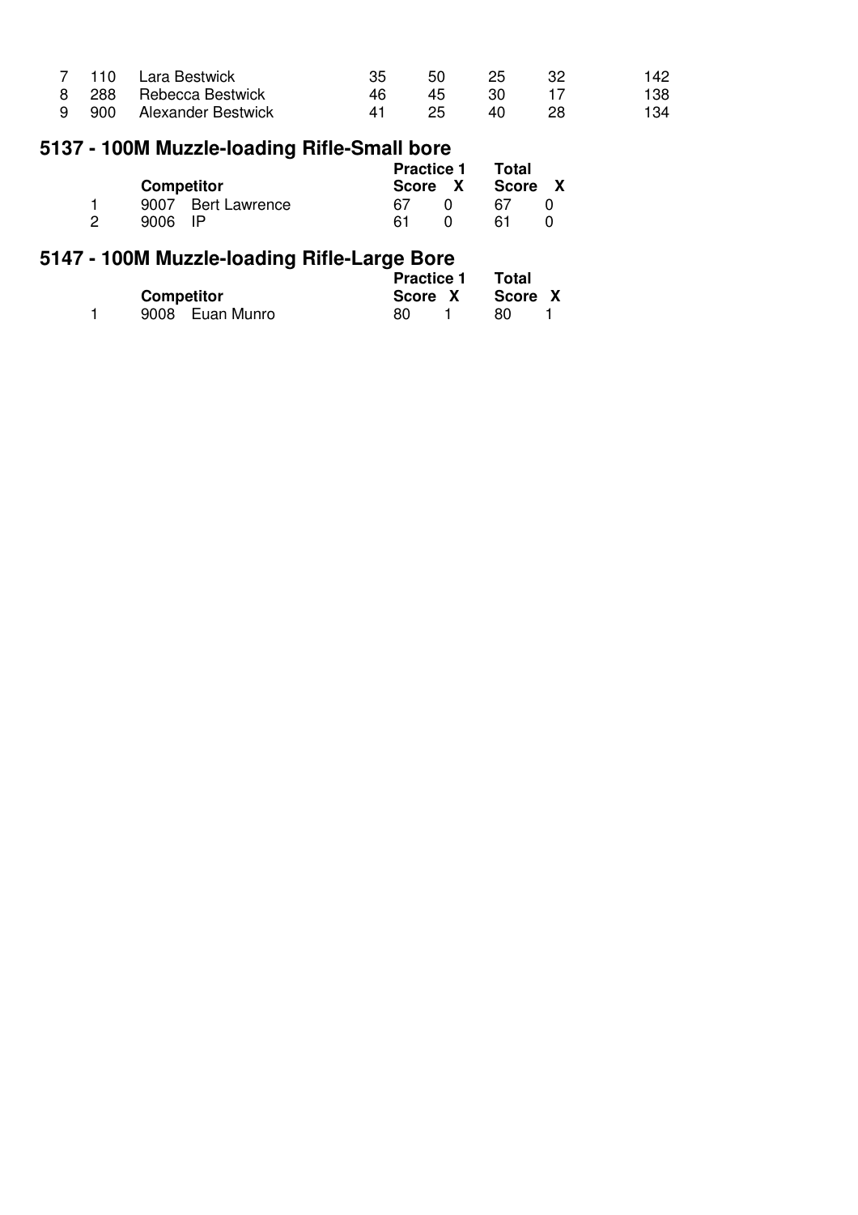| | | | | | | | |
|---|---|---|---|---|---|---|---|
| 7 | 110 | Lara Bestwick | 35 | 50 | 25 | 32 | 142 |
| 8 | 288 | Rebecca Bestwick | 46 | 45 | 30 | 17 | 138 |
| 9 | 900 | Alexander Bestwick | 41 | 25 | 40 | 28 | 134 |

## 5137 - 100M Muzzle-loading Rifle-Small bore

| | Competitor | | Practice 1 | | Total | |
|---|---|---|---|---|---|---|
| | | | Score | X | Score | X |
| 1 | 9007 | Bert Lawrence | 67 | 0 | 67 | 0 |
| 2 | 9006 | IP | 61 | 0 | 61 | 0 |

## 5147 - 100M Muzzle-loading Rifle-Large Bore

| | Competitor | | Practice 1 | | Total | |
|---|---|---|---|---|---|---|
| | | | Score | X | Score | X |
| 1 | 9008 | Euan Munro | 80 | 1 | 80 | 1 |